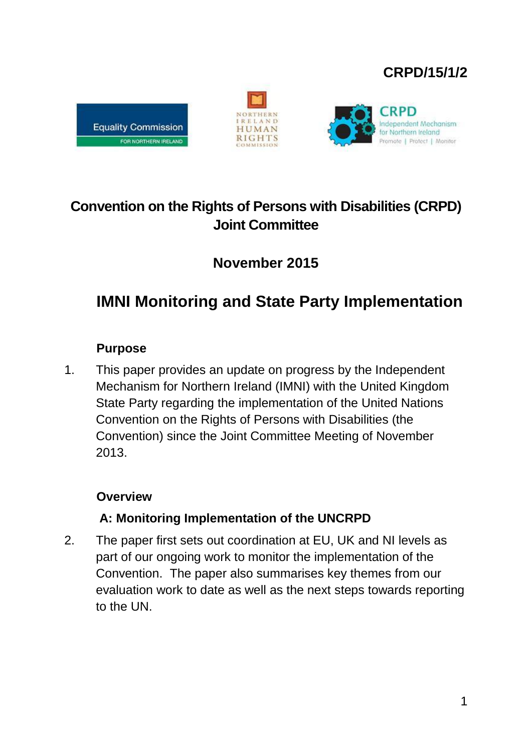CRPD/15/1/2

# Convention on the Rights of Persons with Disabilities (CRPD) Joint Committee

## November 2015

# IMNI Monitoring and State Party Implementation

### Purpose

1. This paper provides an update on progress by the Independent Mechanism for Northern Ireland (IMNI) with the United Kingdom State Party regarding the implementation of the United Nations Convention on the Rights of Persons with Disabilities (the Convention) since the Joint Committee Meeting of November 2013.

### Overview

#### A: Monitoring Implementation of the UNCRPD

2. The paper first sets out coordination at EU, UK and NI levels as part of our ongoing work to monitor the implementation of the Convention. The paper also summarises key themes from our evaluation work to date as well as the next steps towards reporting to the UN.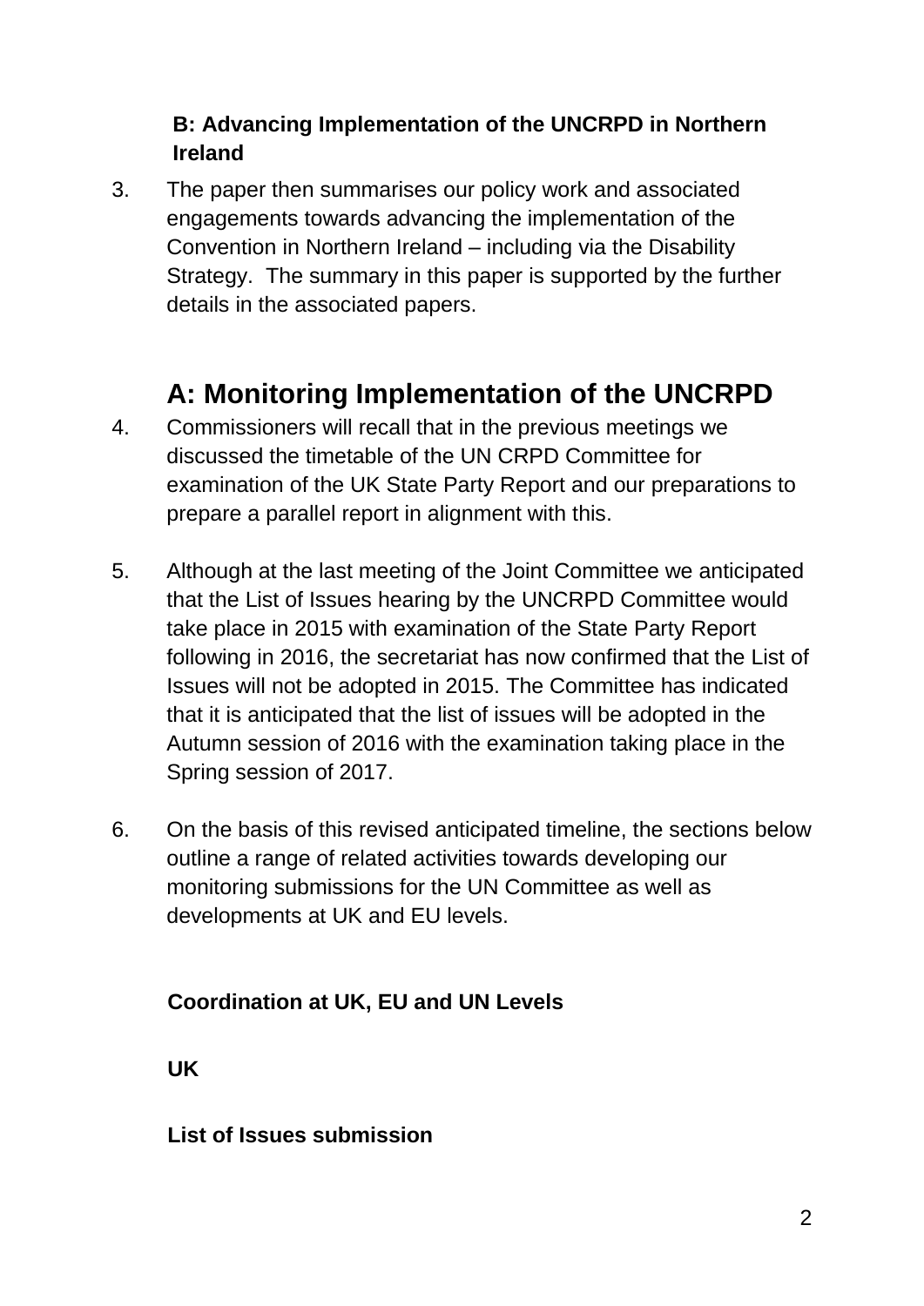**B: Advancing Implementation of the UNCRPD in Northern Ireland**

3. The paper then summarises our policy work and associated engagements towards advancing the implementation of the Convention in Northern Ireland – including via the Disability Strategy. The summary in this paper is supported by the further details in the associated papers.

## A: Monitoring Implementation of the UNCRPD

4. Commissioners will recall that in the previous meetings we discussed the timetable of the UN CRPD Committee for examination of the UK State Party Report and our preparations to prepare a parallel report in alignment with this.

5. Although at the last meeting of the Joint Committee we anticipated that the List of Issues hearing by the UNCRPD Committee would take place in 2015 with examination of the State Party Report following in 2016, the secretariat has now confirmed that the List of Issues will not be adopted in 2015. The Committee has indicated that it is anticipated that the list of issues will be adopted in the Autumn session of 2016 with the examination taking place in the Spring session of 2017.

6. On the basis of this revised anticipated timeline, the sections below outline a range of related activities towards developing our monitoring submissions for the UN Committee as well as developments at UK and EU levels.

### Coordination at UK, EU and UN Levels

**UK**

**List of Issues submission**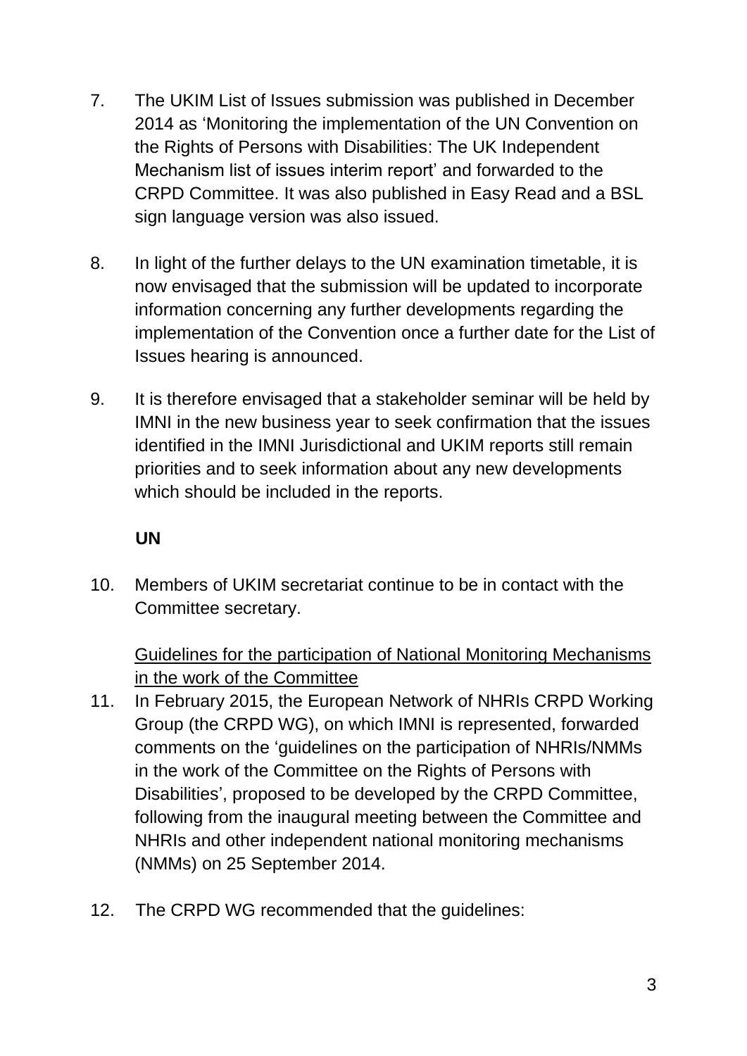7. The UKIM List of Issues submission was published in December 2014 as 'Monitoring the implementation of the UN Convention on the Rights of Persons with Disabilities: The UK Independent Mechanism list of issues interim report' and forwarded to the CRPD Committee. It was also published in Easy Read and a BSL sign language version was also issued.

8. In light of the further delays to the UN examination timetable, it is now envisaged that the submission will be updated to incorporate information concerning any further developments regarding the implementation of the Convention once a further date for the List of Issues hearing is announced.

9. It is therefore envisaged that a stakeholder seminar will be held by IMNI in the new business year to seek confirmation that the issues identified in the IMNI Jurisdictional and UKIM reports still remain priorities and to seek information about any new developments which should be included in the reports.

**UN**

10. Members of UKIM secretariat continue to be in contact with the Committee secretary.

<u>Guidelines for the participation of National Monitoring Mechanisms in the work of the Committee</u>

11. In February 2015, the European Network of NHRIs CRPD Working Group (the CRPD WG), on which IMNI is represented, forwarded comments on the 'guidelines on the participation of NHRIs/NMMs in the work of the Committee on the Rights of Persons with Disabilities', proposed to be developed by the CRPD Committee, following from the inaugural meeting between the Committee and NHRIs and other independent national monitoring mechanisms (NMMs) on 25 September 2014.

12. The CRPD WG recommended that the guidelines: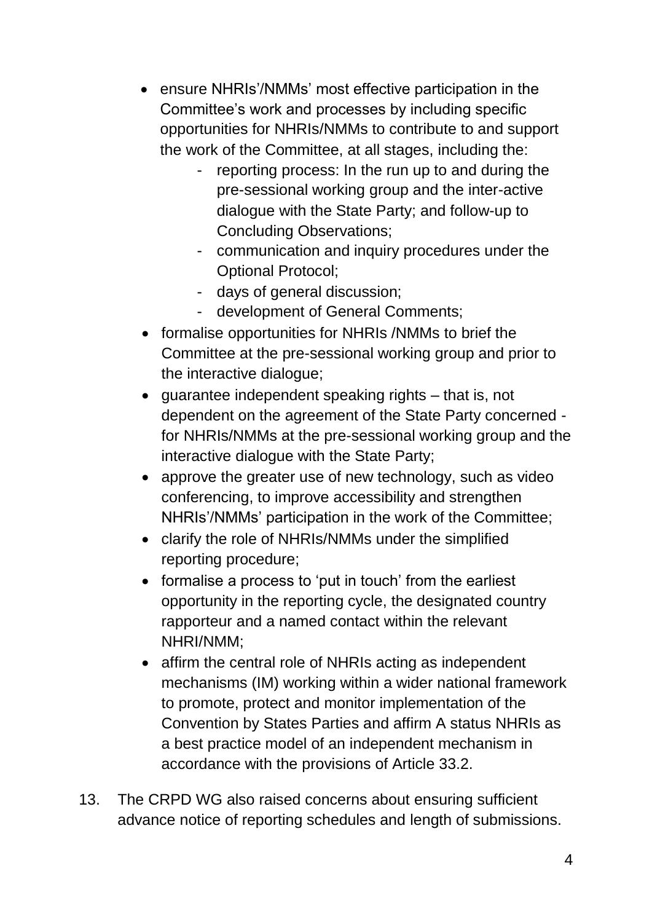- ensure NHRIs'/NMMs' most effective participation in the Committee's work and processes by including specific opportunities for NHRIs/NMMs to contribute to and support the work of the Committee, at all stages, including the:
    - reporting process: In the run up to and during the pre-sessional working group and the inter-active dialogue with the State Party; and follow-up to Concluding Observations;
    - communication and inquiry procedures under the Optional Protocol;
    - days of general discussion;
    - development of General Comments;
- formalise opportunities for NHRIs /NMMs to brief the Committee at the pre-sessional working group and prior to the interactive dialogue;
- guarantee independent speaking rights – that is, not dependent on the agreement of the State Party concerned - for NHRIs/NMMs at the pre-sessional working group and the interactive dialogue with the State Party;
- approve the greater use of new technology, such as video conferencing, to improve accessibility and strengthen NHRIs'/NMMs' participation in the work of the Committee;
- clarify the role of NHRIs/NMMs under the simplified reporting procedure;
- formalise a process to 'put in touch' from the earliest opportunity in the reporting cycle, the designated country rapporteur and a named contact within the relevant NHRI/NMM;
- affirm the central role of NHRIs acting as independent mechanisms (IM) working within a wider national framework to promote, protect and monitor implementation of the Convention by States Parties and affirm A status NHRIs as a best practice model of an independent mechanism in accordance with the provisions of Article 33.2.

13. The CRPD WG also raised concerns about ensuring sufficient advance notice of reporting schedules and length of submissions.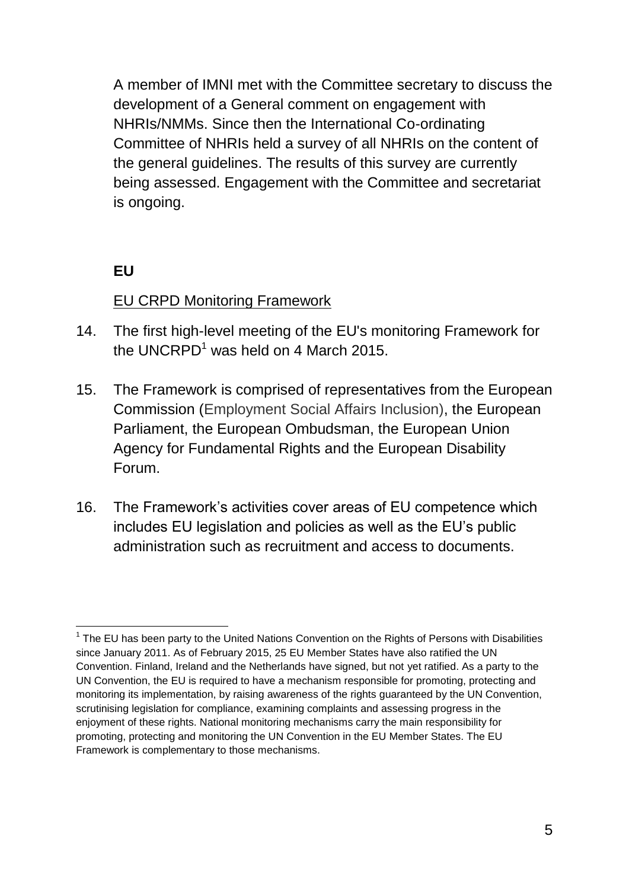A member of IMNI met with the Committee secretary to discuss the development of a General comment on engagement with NHRIs/NMMs. Since then the International Co-ordinating Committee of NHRIs held a survey of all NHRIs on the content of the general guidelines. The results of this survey are currently being assessed. Engagement with the Committee and secretariat is ongoing.

**EU**

EU CRPD Monitoring Framework

14. The first high-level meeting of the EU's monitoring Framework for the UNCRPD[1] was held on 4 March 2015.

15. The Framework is comprised of representatives from the European Commission (Employment Social Affairs Inclusion), the European Parliament, the European Ombudsman, the European Union Agency for Fundamental Rights and the European Disability Forum.

16. The Framework's activities cover areas of EU competence which includes EU legislation and policies as well as the EU's public administration such as recruitment and access to documents.

[1] The EU has been party to the United Nations Convention on the Rights of Persons with Disabilities since January 2011. As of February 2015, 25 EU Member States have also ratified the UN Convention. Finland, Ireland and the Netherlands have signed, but not yet ratified. As a party to the UN Convention, the EU is required to have a mechanism responsible for promoting, protecting and monitoring its implementation, by raising awareness of the rights guaranteed by the UN Convention, scrutinising legislation for compliance, examining complaints and assessing progress in the enjoyment of these rights. National monitoring mechanisms carry the main responsibility for promoting, protecting and monitoring the UN Convention in the EU Member States. The EU Framework is complementary to those mechanisms.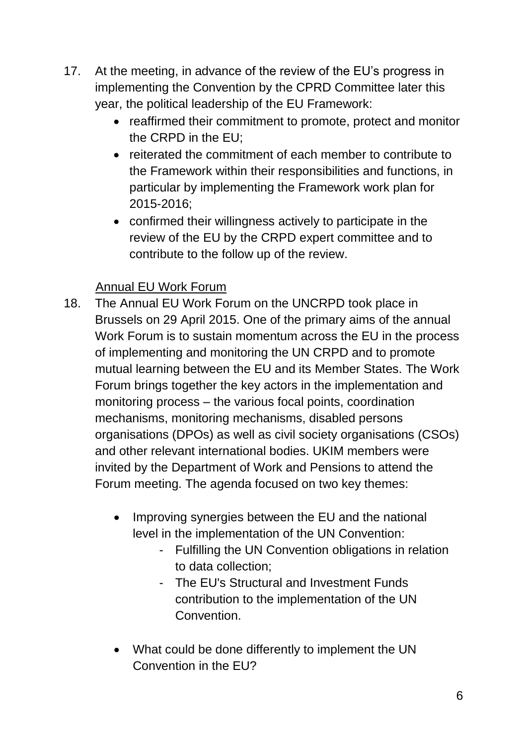17. At the meeting, in advance of the review of the EU's progress in implementing the Convention by the CPRD Committee later this year, the political leadership of the EU Framework:
    - reaffirmed their commitment to promote, protect and monitor the CRPD in the EU;
    - reiterated the commitment of each member to contribute to the Framework within their responsibilities and functions, in particular by implementing the Framework work plan for 2015-2016;
    - confirmed their willingness actively to participate in the review of the EU by the CRPD expert committee and to contribute to the follow up of the review.

<u>Annual EU Work Forum</u>

18. The Annual EU Work Forum on the UNCRPD took place in Brussels on 29 April 2015. One of the primary aims of the annual Work Forum is to sustain momentum across the EU in the process of implementing and monitoring the UN CRPD and to promote mutual learning between the EU and its Member States. The Work Forum brings together the key actors in the implementation and monitoring process – the various focal points, coordination mechanisms, monitoring mechanisms, disabled persons organisations (DPOs) as well as civil society organisations (CSOs) and other relevant international bodies. UKIM members were invited by the Department of Work and Pensions to attend the Forum meeting. The agenda focused on two key themes:
    - Improving synergies between the EU and the national level in the implementation of the UN Convention:
        - Fulfilling the UN Convention obligations in relation to data collection;
        - The EU's Structural and Investment Funds contribution to the implementation of the UN Convention.
    - What could be done differently to implement the UN Convention in the EU?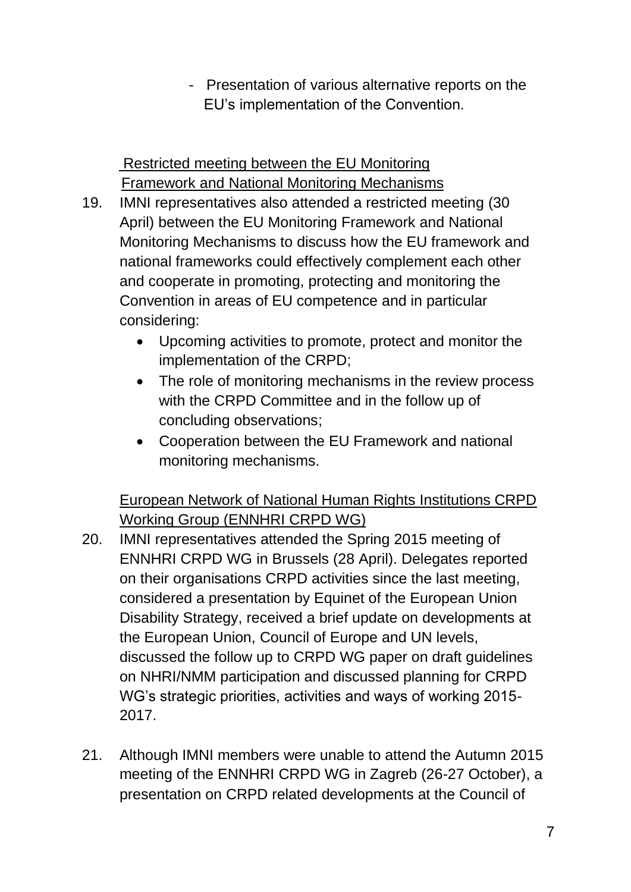- Presentation of various alternative reports on the EU's implementation of the Convention.

Restricted meeting between the EU Monitoring Framework and National Monitoring Mechanisms

19. IMNI representatives also attended a restricted meeting (30 April) between the EU Monitoring Framework and National Monitoring Mechanisms to discuss how the EU framework and national frameworks could effectively complement each other and cooperate in promoting, protecting and monitoring the Convention in areas of EU competence and in particular considering:
    - Upcoming activities to promote, protect and monitor the implementation of the CRPD;
    - The role of monitoring mechanisms in the review process with the CRPD Committee and in the follow up of concluding observations;
    - Cooperation between the EU Framework and national monitoring mechanisms.

European Network of National Human Rights Institutions CRPD Working Group (ENNHRI CRPD WG)

20. IMNI representatives attended the Spring 2015 meeting of ENNHRI CRPD WG in Brussels (28 April). Delegates reported on their organisations CRPD activities since the last meeting, considered a presentation by Equinet of the European Union Disability Strategy, received a brief update on developments at the European Union, Council of Europe and UN levels, discussed the follow up to CRPD WG paper on draft guidelines on NHRI/NMM participation and discussed planning for CRPD WG's strategic priorities, activities and ways of working 2015-2017.

21. Although IMNI members were unable to attend the Autumn 2015 meeting of the ENNHRI CRPD WG in Zagreb (26-27 October), a presentation on CRPD related developments at the Council of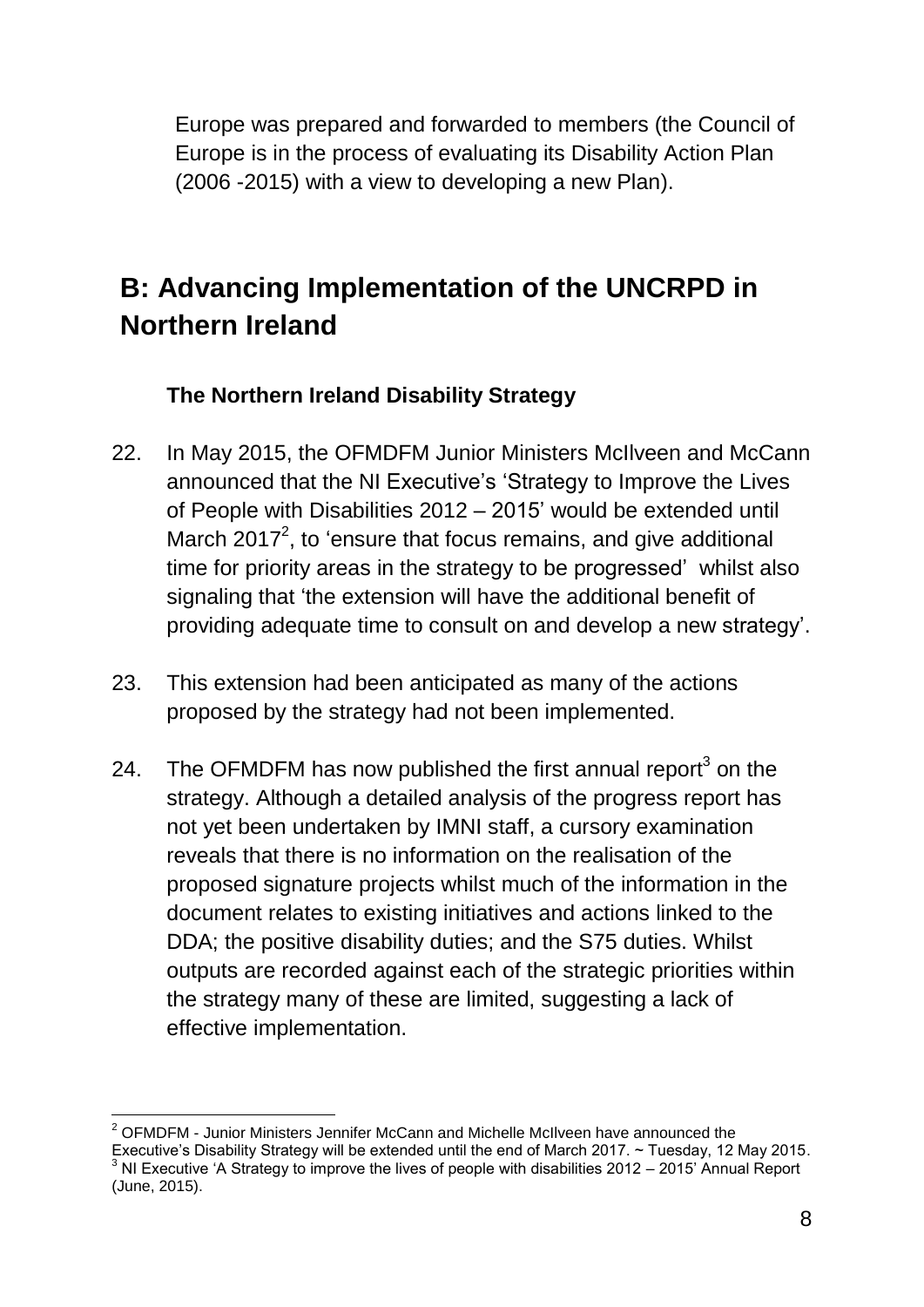Europe was prepared and forwarded to members (the Council of Europe is in the process of evaluating its Disability Action Plan (2006 -2015) with a view to developing a new Plan).

## B: Advancing Implementation of the UNCRPD in Northern Ireland

### The Northern Ireland Disability Strategy

22. In May 2015, the OFMDFM Junior Ministers McIlveen and McCann announced that the NI Executive's 'Strategy to Improve the Lives of People with Disabilities 2012 – 2015' would be extended until March 2017[2], to 'ensure that focus remains, and give additional time for priority areas in the strategy to be progressed' whilst also signaling that 'the extension will have the additional benefit of providing adequate time to consult on and develop a new strategy'.

23. This extension had been anticipated as many of the actions proposed by the strategy had not been implemented.

24. The OFMDFM has now published the first annual report[3] on the strategy. Although a detailed analysis of the progress report has not yet been undertaken by IMNI staff, a cursory examination reveals that there is no information on the realisation of the proposed signature projects whilst much of the information in the document relates to existing initiatives and actions linked to the DDA; the positive disability duties; and the S75 duties. Whilst outputs are recorded against each of the strategic priorities within the strategy many of these are limited, suggesting a lack of effective implementation.

---

[2] OFMDFM - Junior Ministers Jennifer McCann and Michelle McIlveen have announced the Executive's Disability Strategy will be extended until the end of March 2017. ~ Tuesday, 12 May 2015.

[3] NI Executive 'A Strategy to improve the lives of people with disabilities 2012 – 2015' Annual Report (June, 2015).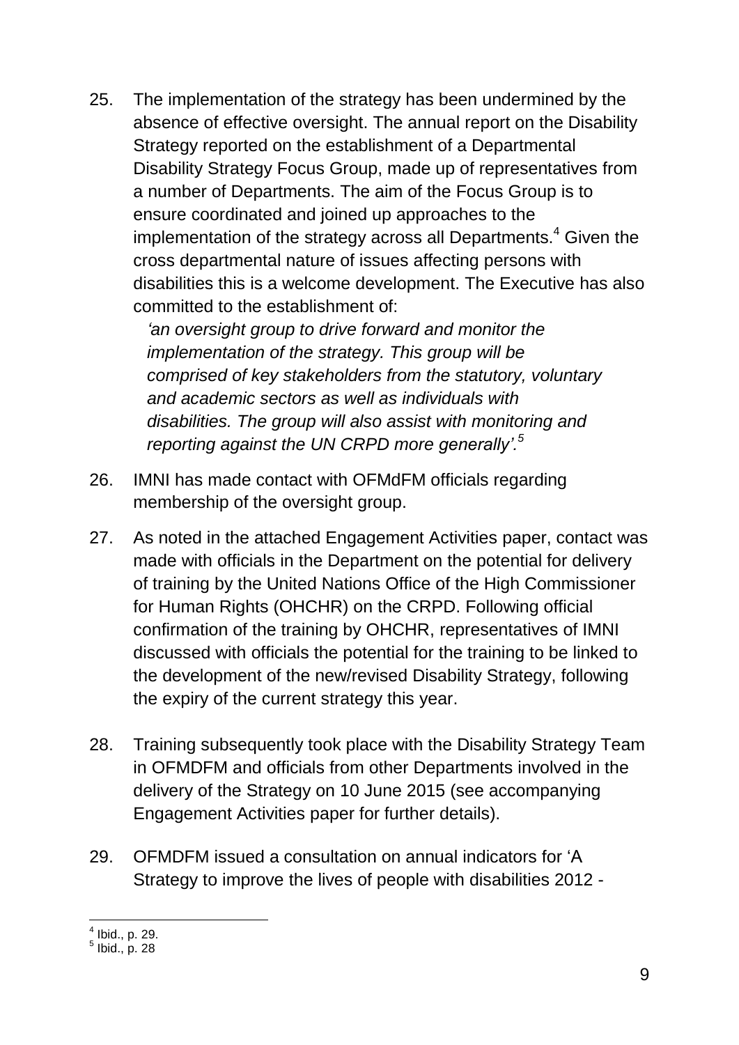25. The implementation of the strategy has been undermined by the absence of effective oversight. The annual report on the Disability Strategy reported on the establishment of a Departmental Disability Strategy Focus Group, made up of representatives from a number of Departments. The aim of the Focus Group is to ensure coordinated and joined up approaches to the implementation of the strategy across all Departments.[4] Given the cross departmental nature of issues affecting persons with disabilities this is a welcome development. The Executive has also committed to the establishment of:

    *'an oversight group to drive forward and monitor the implementation of the strategy. This group will be comprised of key stakeholders from the statutory, voluntary and academic sectors as well as individuals with disabilities. The group will also assist with monitoring and reporting against the UN CRPD more generally'.*[5]

26. IMNI has made contact with OFMdFM officials regarding membership of the oversight group.

27. As noted in the attached Engagement Activities paper, contact was made with officials in the Department on the potential for delivery of training by the United Nations Office of the High Commissioner for Human Rights (OHCHR) on the CRPD. Following official confirmation of the training by OHCHR, representatives of IMNI discussed with officials the potential for the training to be linked to the development of the new/revised Disability Strategy, following the expiry of the current strategy this year.

28. Training subsequently took place with the Disability Strategy Team in OFMDFM and officials from other Departments involved in the delivery of the Strategy on 10 June 2015 (see accompanying Engagement Activities paper for further details).

29. OFMDFM issued a consultation on annual indicators for 'A Strategy to improve the lives of people with disabilities 2012 -

---

[4] Ibid., p. 29.

[5] Ibid., p. 28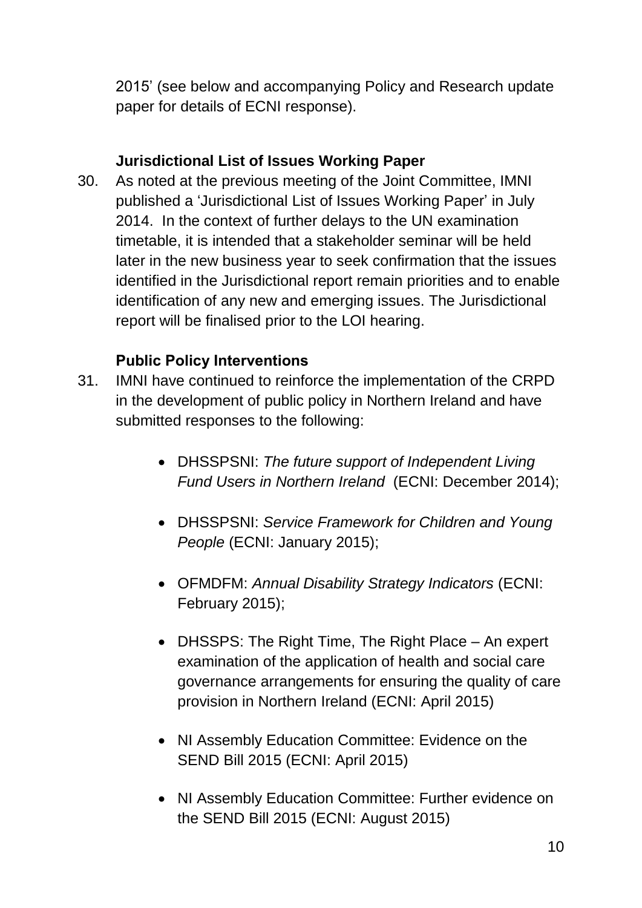2015' (see below and accompanying Policy and Research update paper for details of ECNI response).

### Jurisdictional List of Issues Working Paper

30. As noted at the previous meeting of the Joint Committee, IMNI published a 'Jurisdictional List of Issues Working Paper' in July 2014. In the context of further delays to the UN examination timetable, it is intended that a stakeholder seminar will be held later in the new business year to seek confirmation that the issues identified in the Jurisdictional report remain priorities and to enable identification of any new and emerging issues. The Jurisdictional report will be finalised prior to the LOI hearing.

### Public Policy Interventions

31. IMNI have continued to reinforce the implementation of the CRPD in the development of public policy in Northern Ireland and have submitted responses to the following:

    - DHSSPSNI: *The future support of Independent Living Fund Users in Northern Ireland* (ECNI: December 2014);
    - DHSSPSNI: *Service Framework for Children and Young People* (ECNI: January 2015);
    - OFMDFM: *Annual Disability Strategy Indicators* (ECNI: February 2015);
    - DHSSPS: The Right Time, The Right Place – An expert examination of the application of health and social care governance arrangements for ensuring the quality of care provision in Northern Ireland (ECNI: April 2015)
    - NI Assembly Education Committee: Evidence on the SEND Bill 2015 (ECNI: April 2015)
    - NI Assembly Education Committee: Further evidence on the SEND Bill 2015 (ECNI: August 2015)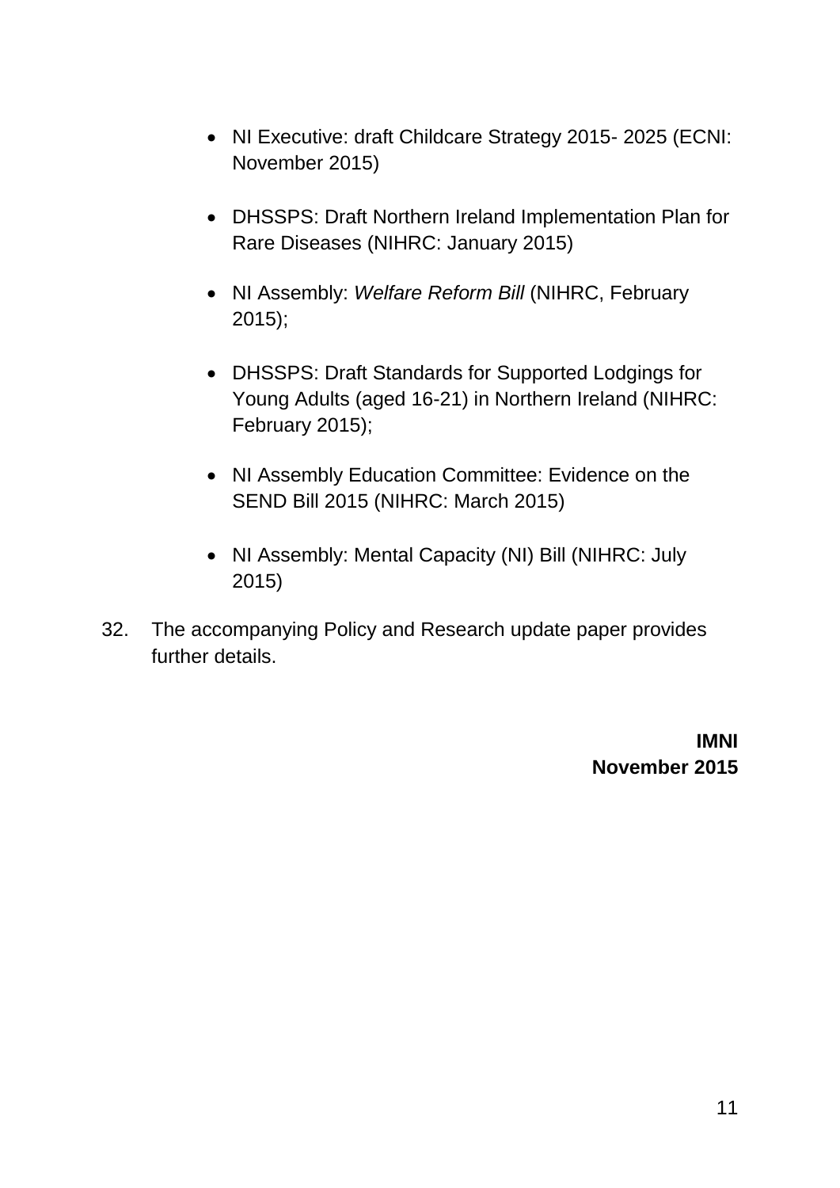- NI Executive: draft Childcare Strategy 2015- 2025 (ECNI: November 2015)

- DHSSPS: Draft Northern Ireland Implementation Plan for Rare Diseases (NIHRC: January 2015)

- NI Assembly: *Welfare Reform Bill* (NIHRC, February 2015);

- DHSSPS: Draft Standards for Supported Lodgings for Young Adults (aged 16-21) in Northern Ireland (NIHRC: February 2015);

- NI Assembly Education Committee: Evidence on the SEND Bill 2015 (NIHRC: March 2015)

- NI Assembly: Mental Capacity (NI) Bill (NIHRC: July 2015)

32. The accompanying Policy and Research update paper provides further details.

**IMNI**
**November 2015**